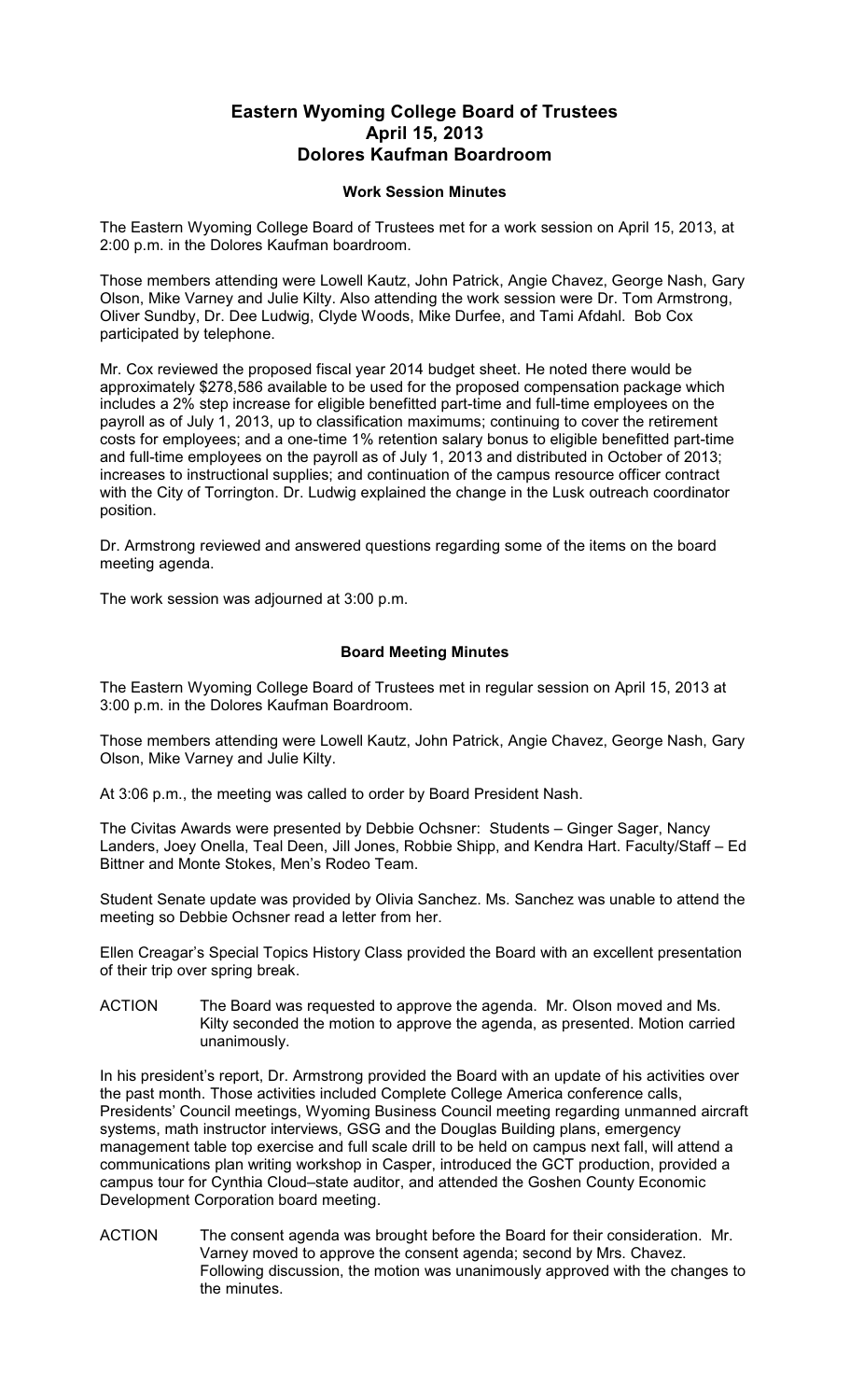# Eastern Wyoming College Board of Trustees
# April 15, 2013
# Dolores Kaufman Boardroom

### Work Session Minutes

The Eastern Wyoming College Board of Trustees met for a work session on April 15, 2013, at 2:00 p.m. in the Dolores Kaufman boardroom.

Those members attending were Lowell Kautz, John Patrick, Angie Chavez, George Nash, Gary Olson, Mike Varney and Julie Kilty. Also attending the work session were Dr. Tom Armstrong, Oliver Sundby, Dr. Dee Ludwig, Clyde Woods, Mike Durfee, and Tami Afdahl. Bob Cox participated by telephone.

Mr. Cox reviewed the proposed fiscal year 2014 budget sheet. He noted there would be approximately $278,586 available to be used for the proposed compensation package which includes a 2% step increase for eligible benefitted part-time and full-time employees on the payroll as of July 1, 2013, up to classification maximums; continuing to cover the retirement costs for employees; and a one-time 1% retention salary bonus to eligible benefitted part-time and full-time employees on the payroll as of July 1, 2013 and distributed in October of 2013; increases to instructional supplies; and continuation of the campus resource officer contract with the City of Torrington. Dr. Ludwig explained the change in the Lusk outreach coordinator position.

Dr. Armstrong reviewed and answered questions regarding some of the items on the board meeting agenda.

The work session was adjourned at 3:00 p.m.

### Board Meeting Minutes

The Eastern Wyoming College Board of Trustees met in regular session on April 15, 2013 at 3:00 p.m. in the Dolores Kaufman Boardroom.

Those members attending were Lowell Kautz, John Patrick, Angie Chavez, George Nash, Gary Olson, Mike Varney and Julie Kilty.

At 3:06 p.m., the meeting was called to order by Board President Nash.

The Civitas Awards were presented by Debbie Ochsner: Students – Ginger Sager, Nancy Landers, Joey Onella, Teal Deen, Jill Jones, Robbie Shipp, and Kendra Hart. Faculty/Staff – Ed Bittner and Monte Stokes, Men's Rodeo Team.

Student Senate update was provided by Olivia Sanchez. Ms. Sanchez was unable to attend the meeting so Debbie Ochsner read a letter from her.

Ellen Creagar's Special Topics History Class provided the Board with an excellent presentation of their trip over spring break.

ACTION The Board was requested to approve the agenda. Mr. Olson moved and Ms. Kilty seconded the motion to approve the agenda, as presented. Motion carried unanimously.

In his president's report, Dr. Armstrong provided the Board with an update of his activities over the past month. Those activities included Complete College America conference calls, Presidents' Council meetings, Wyoming Business Council meeting regarding unmanned aircraft systems, math instructor interviews, GSG and the Douglas Building plans, emergency management table top exercise and full scale drill to be held on campus next fall, will attend a communications plan writing workshop in Casper, introduced the GCT production, provided a campus tour for Cynthia Cloud–state auditor, and attended the Goshen County Economic Development Corporation board meeting.

ACTION The consent agenda was brought before the Board for their consideration. Mr. Varney moved to approve the consent agenda; second by Mrs. Chavez. Following discussion, the motion was unanimously approved with the changes to the minutes.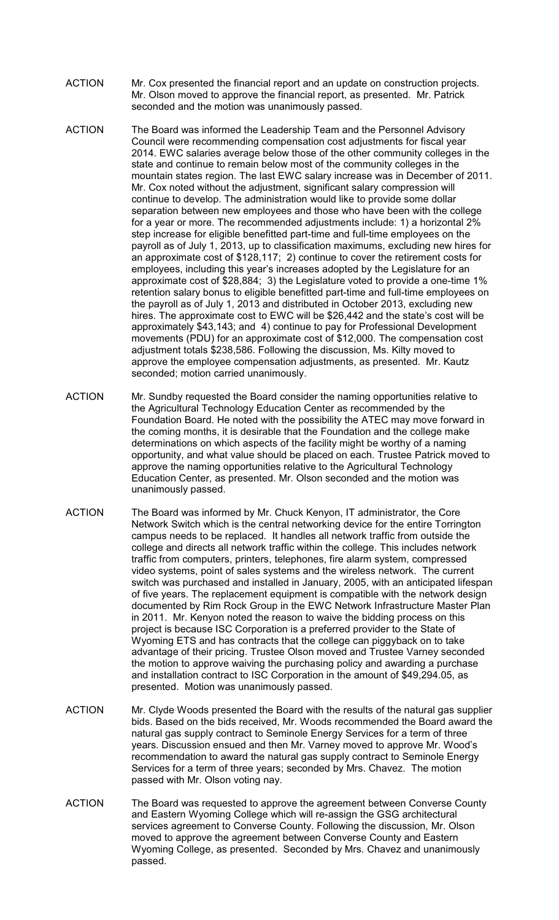ACTION Mr. Cox presented the financial report and an update on construction projects. Mr. Olson moved to approve the financial report, as presented. Mr. Patrick seconded and the motion was unanimously passed.

ACTION The Board was informed the Leadership Team and the Personnel Advisory Council were recommending compensation cost adjustments for fiscal year 2014. EWC salaries average below those of the other community colleges in the state and continue to remain below most of the community colleges in the mountain states region. The last EWC salary increase was in December of 2011. Mr. Cox noted without the adjustment, significant salary compression will continue to develop. The administration would like to provide some dollar separation between new employees and those who have been with the college for a year or more. The recommended adjustments include: 1) a horizontal 2% step increase for eligible benefitted part-time and full-time employees on the payroll as of July 1, 2013, up to classification maximums, excluding new hires for an approximate cost of $128,117; 2) continue to cover the retirement costs for employees, including this year's increases adopted by the Legislature for an approximate cost of $28,884; 3) the Legislature voted to provide a one-time 1% retention salary bonus to eligible benefitted part-time and full-time employees on the payroll as of July 1, 2013 and distributed in October 2013, excluding new hires. The approximate cost to EWC will be $26,442 and the state's cost will be approximately $43,143; and 4) continue to pay for Professional Development movements (PDU) for an approximate cost of $12,000. The compensation cost adjustment totals $238,586. Following the discussion, Ms. Kilty moved to approve the employee compensation adjustments, as presented. Mr. Kautz seconded; motion carried unanimously.

ACTION Mr. Sundby requested the Board consider the naming opportunities relative to the Agricultural Technology Education Center as recommended by the Foundation Board. He noted with the possibility the ATEC may move forward in the coming months, it is desirable that the Foundation and the college make determinations on which aspects of the facility might be worthy of a naming opportunity, and what value should be placed on each. Trustee Patrick moved to approve the naming opportunities relative to the Agricultural Technology Education Center, as presented. Mr. Olson seconded and the motion was unanimously passed.

ACTION The Board was informed by Mr. Chuck Kenyon, IT administrator, the Core Network Switch which is the central networking device for the entire Torrington campus needs to be replaced. It handles all network traffic from outside the college and directs all network traffic within the college. This includes network traffic from computers, printers, telephones, fire alarm system, compressed video systems, point of sales systems and the wireless network. The current switch was purchased and installed in January, 2005, with an anticipated lifespan of five years. The replacement equipment is compatible with the network design documented by Rim Rock Group in the EWC Network Infrastructure Master Plan in 2011. Mr. Kenyon noted the reason to waive the bidding process on this project is because ISC Corporation is a preferred provider to the State of Wyoming ETS and has contracts that the college can piggyback on to take advantage of their pricing. Trustee Olson moved and Trustee Varney seconded the motion to approve waiving the purchasing policy and awarding a purchase and installation contract to ISC Corporation in the amount of $49,294.05, as presented. Motion was unanimously passed.

ACTION Mr. Clyde Woods presented the Board with the results of the natural gas supplier bids. Based on the bids received, Mr. Woods recommended the Board award the natural gas supply contract to Seminole Energy Services for a term of three years. Discussion ensued and then Mr. Varney moved to approve Mr. Wood's recommendation to award the natural gas supply contract to Seminole Energy Services for a term of three years; seconded by Mrs. Chavez. The motion passed with Mr. Olson voting nay.

ACTION The Board was requested to approve the agreement between Converse County and Eastern Wyoming College which will re-assign the GSG architectural services agreement to Converse County. Following the discussion, Mr. Olson moved to approve the agreement between Converse County and Eastern Wyoming College, as presented. Seconded by Mrs. Chavez and unanimously passed.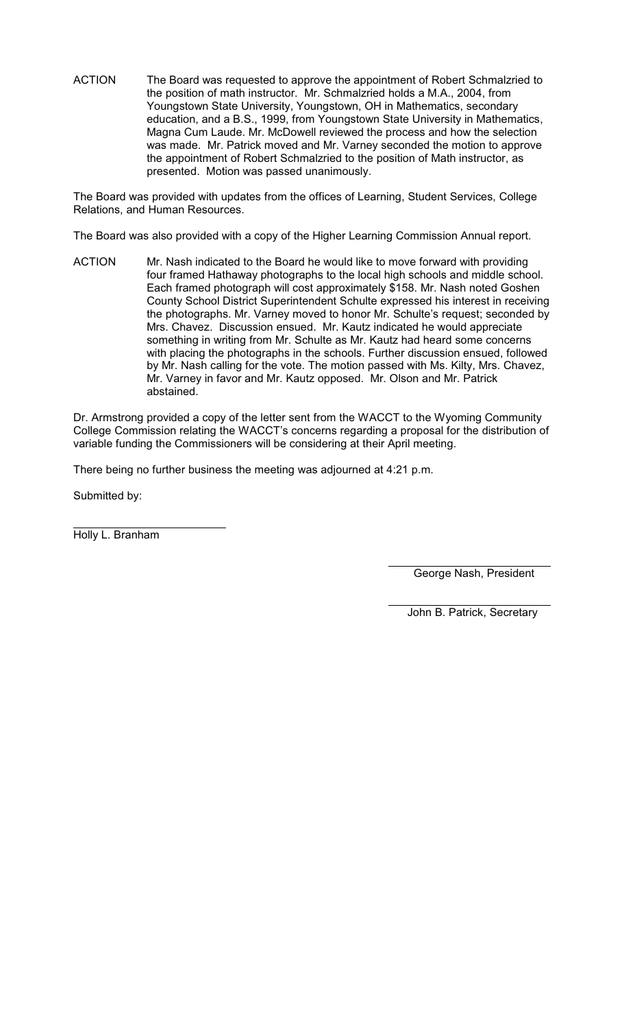ACTION The Board was requested to approve the appointment of Robert Schmalzried to the position of math instructor. Mr. Schmalzried holds a M.A., 2004, from Youngstown State University, Youngstown, OH in Mathematics, secondary education, and a B.S., 1999, from Youngstown State University in Mathematics, Magna Cum Laude. Mr. McDowell reviewed the process and how the selection was made. Mr. Patrick moved and Mr. Varney seconded the motion to approve the appointment of Robert Schmalzried to the position of Math instructor, as presented. Motion was passed unanimously.

The Board was provided with updates from the offices of Learning, Student Services, College Relations, and Human Resources.

The Board was also provided with a copy of the Higher Learning Commission Annual report.

ACTION Mr. Nash indicated to the Board he would like to move forward with providing four framed Hathaway photographs to the local high schools and middle school. Each framed photograph will cost approximately $158. Mr. Nash noted Goshen County School District Superintendent Schulte expressed his interest in receiving the photographs. Mr. Varney moved to honor Mr. Schulte's request; seconded by Mrs. Chavez. Discussion ensued. Mr. Kautz indicated he would appreciate something in writing from Mr. Schulte as Mr. Kautz had heard some concerns with placing the photographs in the schools. Further discussion ensued, followed by Mr. Nash calling for the vote. The motion passed with Ms. Kilty, Mrs. Chavez, Mr. Varney in favor and Mr. Kautz opposed. Mr. Olson and Mr. Patrick abstained.

Dr. Armstrong provided a copy of the letter sent from the WACCT to the Wyoming Community College Commission relating the WACCT's concerns regarding a proposal for the distribution of variable funding the Commissioners will be considering at their April meeting.

There being no further business the meeting was adjourned at 4:21 p.m.

Submitted by:

\_\_\_\_\_\_\_\_\_\_\_\_\_\_\_\_\_\_\_\_\_\_\_\_\_\_
Holly L. Branham

\_\_\_\_\_\_\_\_\_\_\_\_\_\_\_\_\_\_\_\_\_\_\_\_\_\_
George Nash, President

\_\_\_\_\_\_\_\_\_\_\_\_\_\_\_\_\_\_\_\_\_\_\_\_\_\_
John B. Patrick, Secretary